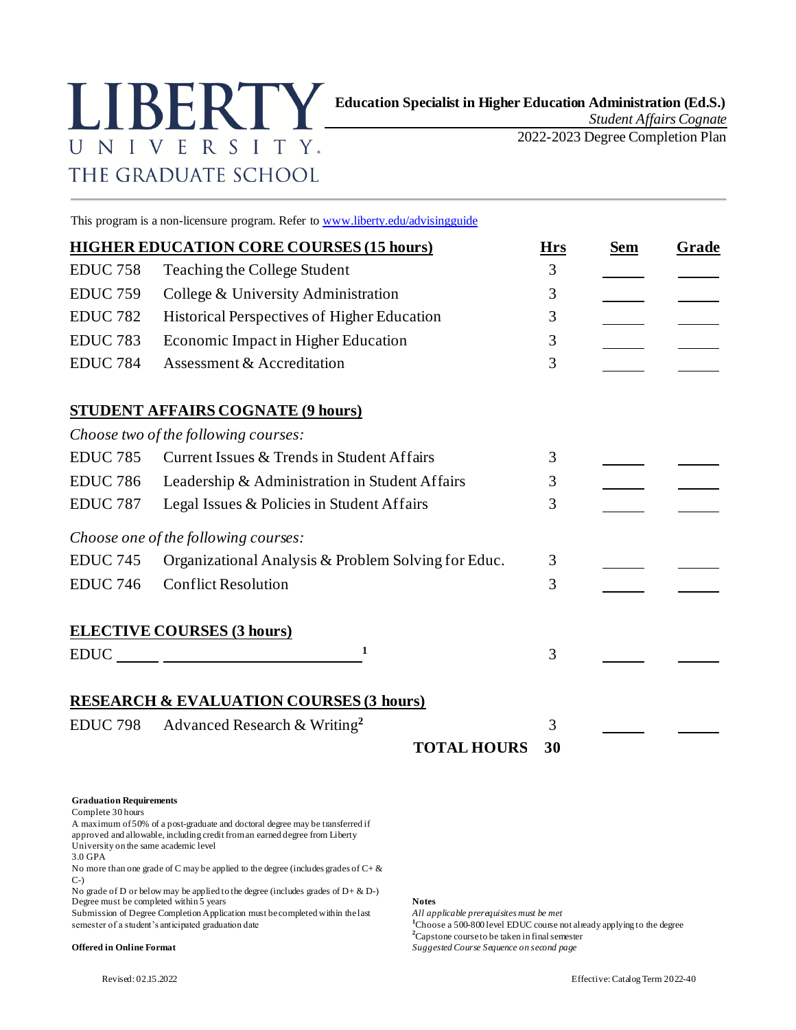# LIBERTY UNIVERSITY. THE GRADUATE SCHOOL

**Education Specialist in Higher Education Administration (Ed.S.)**

*Student Affairs Cognate*

2022-2023 Degree Completion Plan

This program is a non-licensure program. Refer to www.liberty.edu/advisingguide

| **HIGHER EDUCATION CORE COURSES (15 hours)** | | **Hrs** | **Sem** | **Grade** |
|---|---|---|---|---|
| EDUC 758 | Teaching the College Student | 3 | | |
| EDUC 759 | College & University Administration | 3 | | |
| EDUC 782 | Historical Perspectives of Higher Education | 3 | | |
| EDUC 783 | Economic Impact in Higher Education | 3 | | |
| EDUC 784 | Assessment & Accreditation | 3 | | |

**STUDENT AFFAIRS COGNATE (9 hours)**

| *Choose two of the following courses:* | | | | |
|---|---|---|---|---|
| EDUC 785 | Current Issues & Trends in Student Affairs | 3 | | |
| EDUC 786 | Leadership & Administration in Student Affairs | 3 | | |
| EDUC 787 | Legal Issues & Policies in Student Affairs | 3 | | |
| *Choose one of the following courses:* | | | | |
| EDUC 745 | Organizational Analysis & Problem Solving for Educ. | 3 | | |
| EDUC 746 | Conflict Resolution | 3 | | |

**ELECTIVE COURSES (3 hours)**

| | | | | |
|---|---|---|---|---|
| EDUC ______ | ______________________ [1] | 3 | | |

**RESEARCH & EVALUATION COURSES (3 hours)**

| | | | | |
|---|---|---|---|---|
| EDUC 798 | Advanced Research & Writing[2] | 3 | | |
| | **TOTAL HOURS** | **30** | | |

**Graduation Requirements**

Complete 30 hours
A maximum of 50% of a post-graduate and doctoral degree may be transferred if approved and allowable, including credit from an earned degree from Liberty University on the same academic level
3.0 GPA
No more than one grade of C may be applied to the degree (includes grades of C+ & C-)
No grade of D or below may be applied to the degree (includes grades of D+ & D-)
Degree must be completed within 5 years
Submission of Degree Completion Application must be completed within the last semester of a student's anticipated graduation date

**Offered in Online Format**

**Notes**

*All applicable prerequisites must be met*
[1]Choose a 500-800 level EDUC course not already applying to the degree
[2]Capstone course to be taken in final semester
*Suggested Course Sequence on second page*

Revised: 02.15.2022

Effective: Catalog Term 2022-40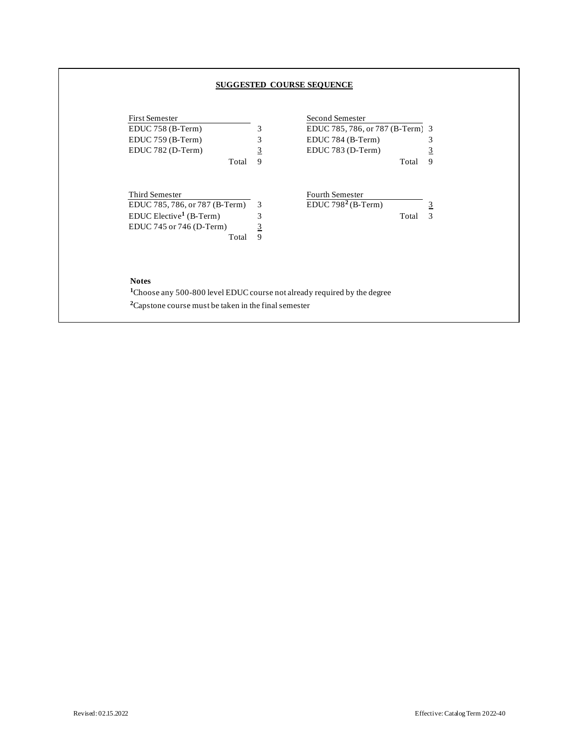## SUGGESTED COURSE SEQUENCE

| First Semester | |
|---|---|
| EDUC 758 (B-Term) | 3 |
| EDUC 759 (B-Term) | 3 |
| EDUC 782 (D-Term) | 3 |
| Total | 9 |

| Second Semester | |
|---|---|
| EDUC 785, 786, or 787 (B-Term) | 3 |
| EDUC 784 (B-Term) | 3 |
| EDUC 783 (D-Term) | 3 |
| Total | 9 |

| Third Semester | |
|---|---|
| EDUC 785, 786, or 787 (B-Term) | 3 |
| EDUC Elective[1] (B-Term) | 3 |
| EDUC 745 or 746 (D-Term) | 3 |
| Total | 9 |

| Fourth Semester | |
|---|---|
| EDUC 798[2] (B-Term) | 3 |
| Total | 3 |

**Notes**

[1]Choose any 500-800 level EDUC course not already required by the degree

[2]Capstone course must be taken in the final semester

Revised: 02.15.2022

Effective: Catalog Term 2022-40